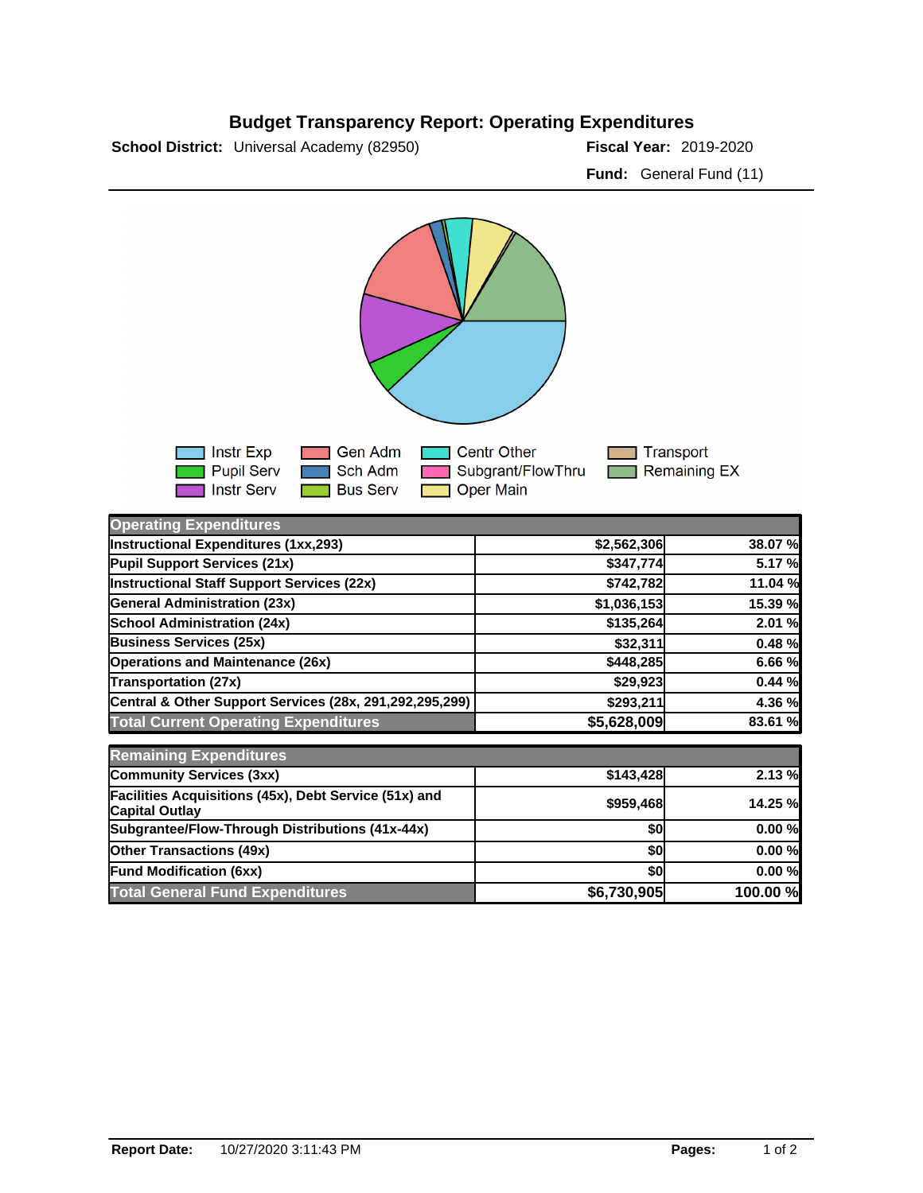# Budget Transparency Report: Operating Expenditures

**School District:** Universal Academy (82950) **Fiscal Year:** 2019-2020

**Fund:** General Fund (11)

Instr Exp
Pupil Serv
Instr Serv
Gen Adm
Sch Adm
Bus Serv
Centr Other
Subgrant/FlowThru
Oper Main
Transport
Remaining EX

| Operating Expenditures | | |
|---|---|---|
| Instructional Expenditures (1xx,293) | $2,562,306 | 38.07 % |
| Pupil Support Services (21x) | $347,774 | 5.17 % |
| Instructional Staff Support Services (22x) | $742,782 | 11.04 % |
| General Administration (23x) | $1,036,153 | 15.39 % |
| School Administration (24x) | $135,264 | 2.01 % |
| Business Services (25x) | $32,311 | 0.48 % |
| Operations and Maintenance (26x) | $448,285 | 6.66 % |
| Transportation (27x) | $29,923 | 0.44 % |
| Central & Other Support Services (28x, 291,292,295,299) | $293,211 | 4.36 % |
| **Total Current Operating Expenditures** | **$5,628,009** | **83.61 %** |

| Remaining Expenditures | | |
|---|---|---|
| Community Services (3xx) | $143,428 | 2.13 % |
| Facilities Acquisitions (45x), Debt Service (51x) and Capital Outlay | $959,468 | 14.25 % |
| Subgrantee/Flow-Through Distributions (41x-44x) | $0 | 0.00 % |
| Other Transactions (49x) | $0 | 0.00 % |
| Fund Modification (6xx) | $0 | 0.00 % |
| **Total General Fund Expenditures** | **$6,730,905** | **100.00 %** |

**Report Date:** 10/27/2020 3:11:43 PM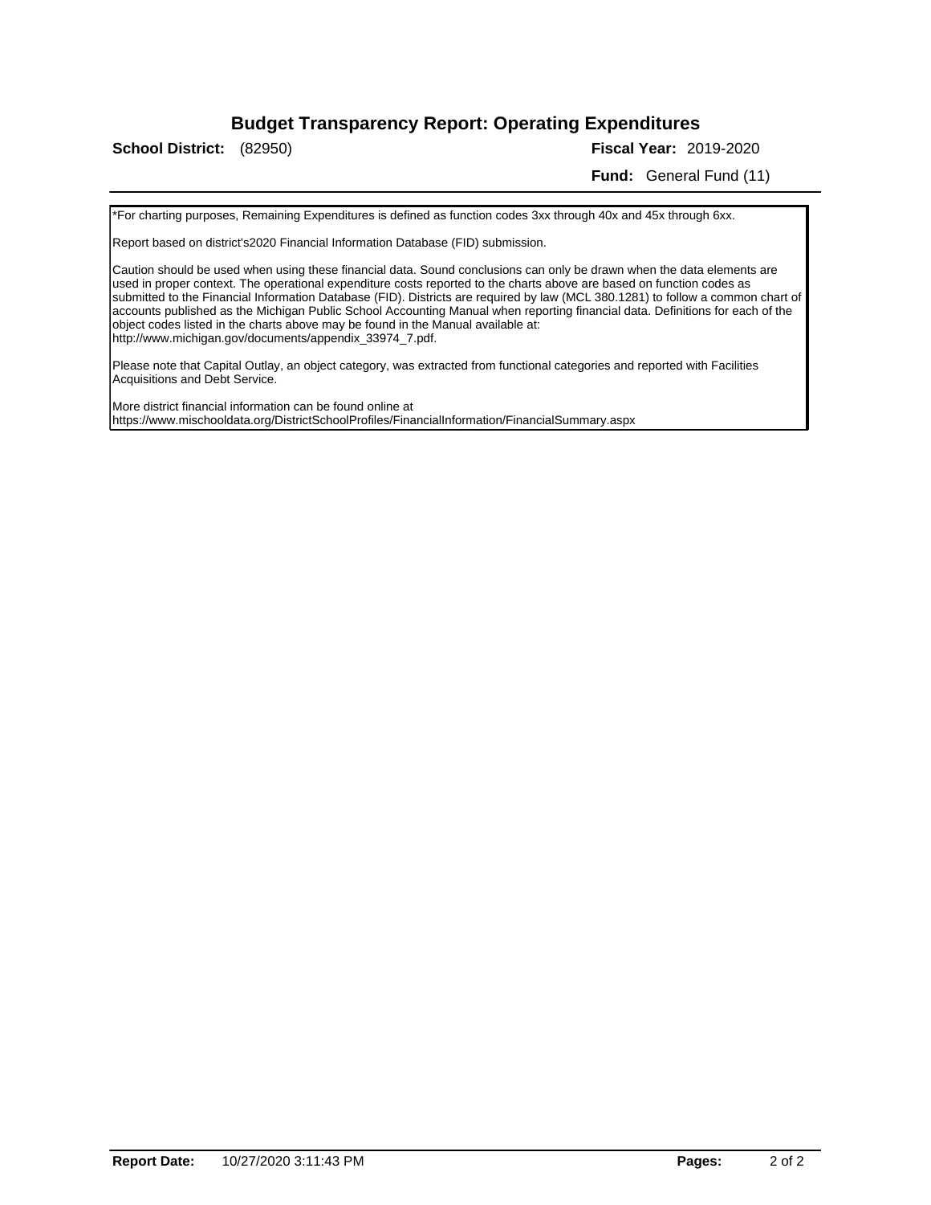## Budget Transparency Report: Operating Expenditures

**School District:** (82950)

**Fiscal Year:** 2019-2020

**Fund:** General Fund (11)

*For charting purposes, Remaining Expenditures is defined as function codes 3xx through 40x and 45x through 6xx.

Report based on district's2020 Financial Information Database (FID) submission.

Caution should be used when using these financial data. Sound conclusions can only be drawn when the data elements are used in proper context. The operational expenditure costs reported to the charts above are based on function codes as submitted to the Financial Information Database (FID). Districts are required by law (MCL 380.1281) to follow a common chart of accounts published as the Michigan Public School Accounting Manual when reporting financial data. Definitions for each of the object codes listed in the charts above may be found in the Manual available at: http://www.michigan.gov/documents/appendix_33974_7.pdf.

Please note that Capital Outlay, an object category, was extracted from functional categories and reported with Facilities Acquisitions and Debt Service.

More district financial information can be found online at https://www.mischooldata.org/DistrictSchoolProfiles/FinancialInformation/FinancialSummary.aspx

**Report Date:** 10/27/2020 3:11:43 PM